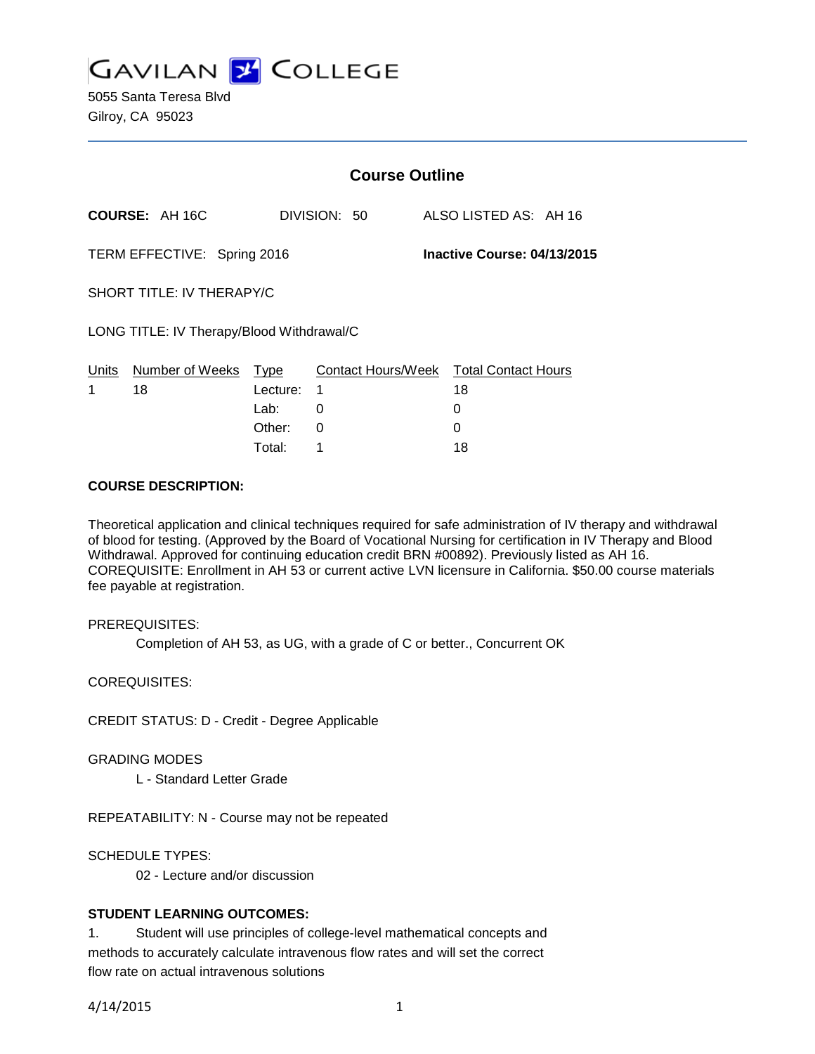# GAVILAN COLLEGE

5055 Santa Teresa Blvd
Gilroy, CA 95023

## Course Outline

**COURSE:** AH 16C    DIVISION: 50    ALSO LISTED AS: AH 16

TERM EFFECTIVE: Spring 2016    **Inactive Course: 04/13/2015**

SHORT TITLE: IV THERAPY/C

LONG TITLE: IV Therapy/Blood Withdrawal/C

| Units | Number of Weeks | Type | Contact Hours/Week | Total Contact Hours |
|---|---|---|---|---|
| 1 | 18 | Lecture: | 1 | 18 |
| | | Lab: | 0 | 0 |
| | | Other: | 0 | 0 |
| | | Total: | 1 | 18 |

**COURSE DESCRIPTION:**

Theoretical application and clinical techniques required for safe administration of IV therapy and withdrawal of blood for testing. (Approved by the Board of Vocational Nursing for certification in IV Therapy and Blood Withdrawal. Approved for continuing education credit BRN #00892). Previously listed as AH 16. COREQUISITE: Enrollment in AH 53 or current active LVN licensure in California. $50.00 course materials fee payable at registration.

PREREQUISITES:

Completion of AH 53, as UG, with a grade of C or better., Concurrent OK

COREQUISITES:

CREDIT STATUS: D - Credit - Degree Applicable

GRADING MODES

L - Standard Letter Grade

REPEATABILITY: N - Course may not be repeated

SCHEDULE TYPES:

02 - Lecture and/or discussion

**STUDENT LEARNING OUTCOMES:**

1. Student will use principles of college-level mathematical concepts and methods to accurately calculate intravenous flow rates and will set the correct flow rate on actual intravenous solutions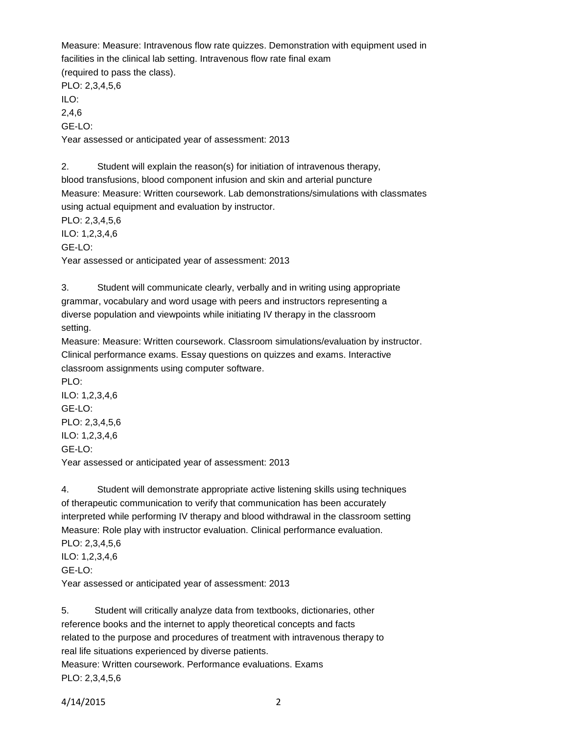Measure: Measure: Intravenous flow rate quizzes. Demonstration with equipment used in facilities in the clinical lab setting. Intravenous flow rate final exam (required to pass the class).

PLO: 2,3,4,5,6

ILO:

2,4,6

GE-LO:

Year assessed or anticipated year of assessment: 2013

2. Student will explain the reason(s) for initiation of intravenous therapy, blood transfusions, blood component infusion and skin and arterial puncture

Measure: Measure: Written coursework. Lab demonstrations/simulations with classmates using actual equipment and evaluation by instructor.

PLO: 2,3,4,5,6

ILO: 1,2,3,4,6

GE-LO:

Year assessed or anticipated year of assessment: 2013

3. Student will communicate clearly, verbally and in writing using appropriate grammar, vocabulary and word usage with peers and instructors representing a diverse population and viewpoints while initiating IV therapy in the classroom setting.

Measure: Measure: Written coursework. Classroom simulations/evaluation by instructor. Clinical performance exams. Essay questions on quizzes and exams. Interactive classroom assignments using computer software.

PLO:

ILO: 1,2,3,4,6

GE-LO:

PLO: 2,3,4,5,6

ILO: 1,2,3,4,6

GE-LO:

Year assessed or anticipated year of assessment: 2013

4. Student will demonstrate appropriate active listening skills using techniques of therapeutic communication to verify that communication has been accurately interpreted while performing IV therapy and blood withdrawal in the classroom setting

Measure: Role play with instructor evaluation. Clinical performance evaluation.

PLO: 2,3,4,5,6

ILO: 1,2,3,4,6

GE-LO:

Year assessed or anticipated year of assessment: 2013

5. Student will critically analyze data from textbooks, dictionaries, other reference books and the internet to apply theoretical concepts and facts related to the purpose and procedures of treatment with intravenous therapy to real life situations experienced by diverse patients.

Measure: Written coursework. Performance evaluations. Exams

PLO: 2,3,4,5,6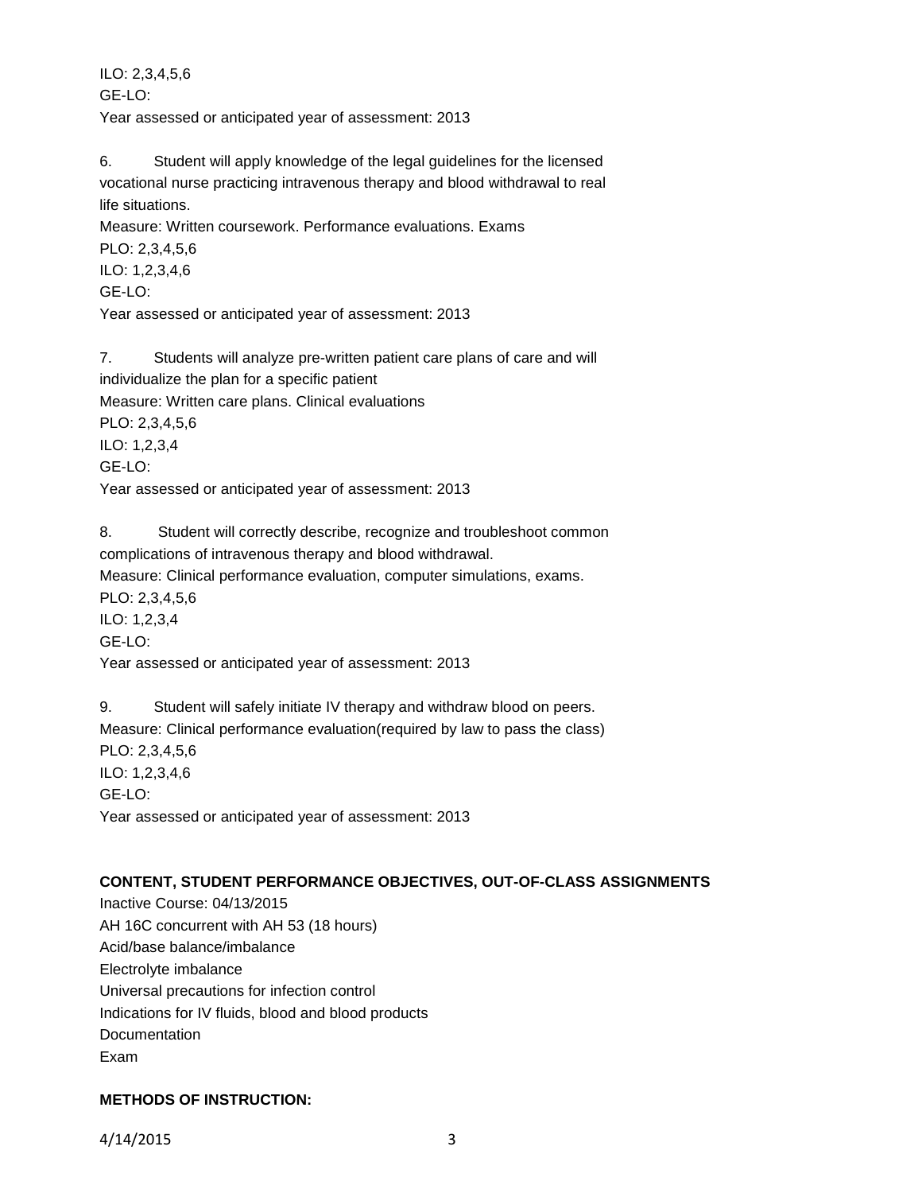ILO: 2,3,4,5,6
GE-LO:
Year assessed or anticipated year of assessment: 2013

6. Student will apply knowledge of the legal guidelines for the licensed vocational nurse practicing intravenous therapy and blood withdrawal to real life situations.
Measure: Written coursework. Performance evaluations. Exams
PLO: 2,3,4,5,6
ILO: 1,2,3,4,6
GE-LO:
Year assessed or anticipated year of assessment: 2013

7. Students will analyze pre-written patient care plans of care and will individualize the plan for a specific patient
Measure: Written care plans. Clinical evaluations
PLO: 2,3,4,5,6
ILO: 1,2,3,4
GE-LO:
Year assessed or anticipated year of assessment: 2013

8. Student will correctly describe, recognize and troubleshoot common complications of intravenous therapy and blood withdrawal.
Measure: Clinical performance evaluation, computer simulations, exams.
PLO: 2,3,4,5,6
ILO: 1,2,3,4
GE-LO:
Year assessed or anticipated year of assessment: 2013

9. Student will safely initiate IV therapy and withdraw blood on peers.
Measure: Clinical performance evaluation(required by law to pass the class)
PLO: 2,3,4,5,6
ILO: 1,2,3,4,6
GE-LO:
Year assessed or anticipated year of assessment: 2013

**CONTENT, STUDENT PERFORMANCE OBJECTIVES, OUT-OF-CLASS ASSIGNMENTS**

Inactive Course: 04/13/2015
AH 16C concurrent with AH 53 (18 hours)
Acid/base balance/imbalance
Electrolyte imbalance
Universal precautions for infection control
Indications for IV fluids, blood and blood products
Documentation
Exam

**METHODS OF INSTRUCTION:**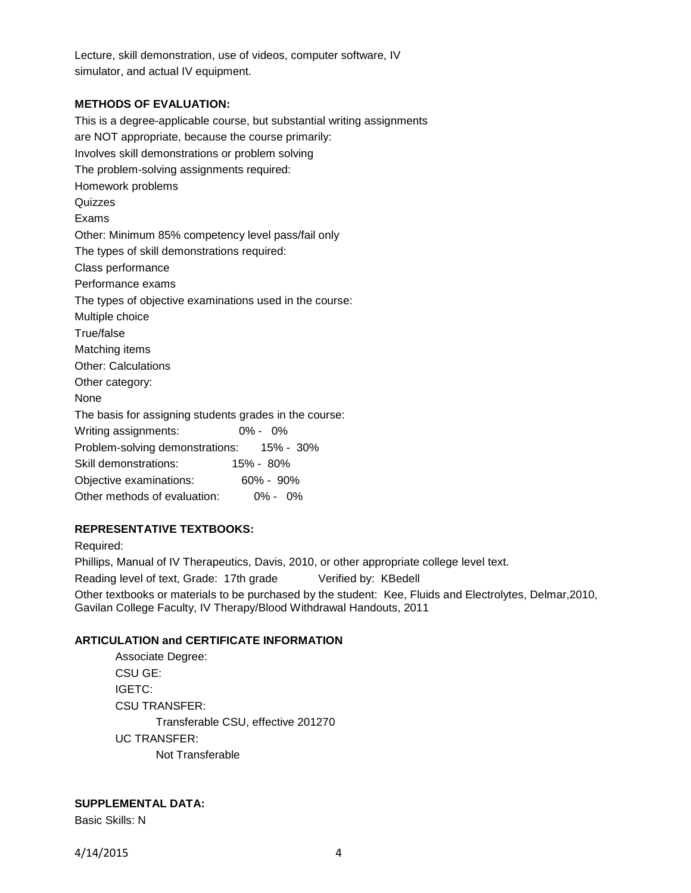Lecture, skill demonstration, use of videos, computer software, IV simulator, and actual IV equipment.

**METHODS OF EVALUATION:**

This is a degree-applicable course, but substantial writing assignments are NOT appropriate, because the course primarily:
Involves skill demonstrations or problem solving
The problem-solving assignments required:
Homework problems
Quizzes
Exams
Other: Minimum 85% competency level pass/fail only
The types of skill demonstrations required:
Class performance
Performance exams
The types of objective examinations used in the course:
Multiple choice
True/false
Matching items
Other: Calculations
Other category:
None
The basis for assigning students grades in the course:

| | |
|---|---|
| Writing assignments: | 0% - 0% |
| Problem-solving demonstrations: | 15% - 30% |
| Skill demonstrations: | 15% - 80% |
| Objective examinations: | 60% - 90% |
| Other methods of evaluation: | 0% - 0% |

**REPRESENTATIVE TEXTBOOKS:**

Required:
Phillips, Manual of IV Therapeutics, Davis, 2010, or other appropriate college level text.
Reading level of text, Grade: 17th grade Verified by: KBedell
Other textbooks or materials to be purchased by the student: Kee, Fluids and Electrolytes, Delmar,2010, Gavilan College Faculty, IV Therapy/Blood Withdrawal Handouts, 2011

**ARTICULATION and CERTIFICATE INFORMATION**

Associate Degree:
CSU GE:
IGETC:
CSU TRANSFER:
Transferable CSU, effective 201270
UC TRANSFER:
Not Transferable

**SUPPLEMENTAL DATA:**

Basic Skills: N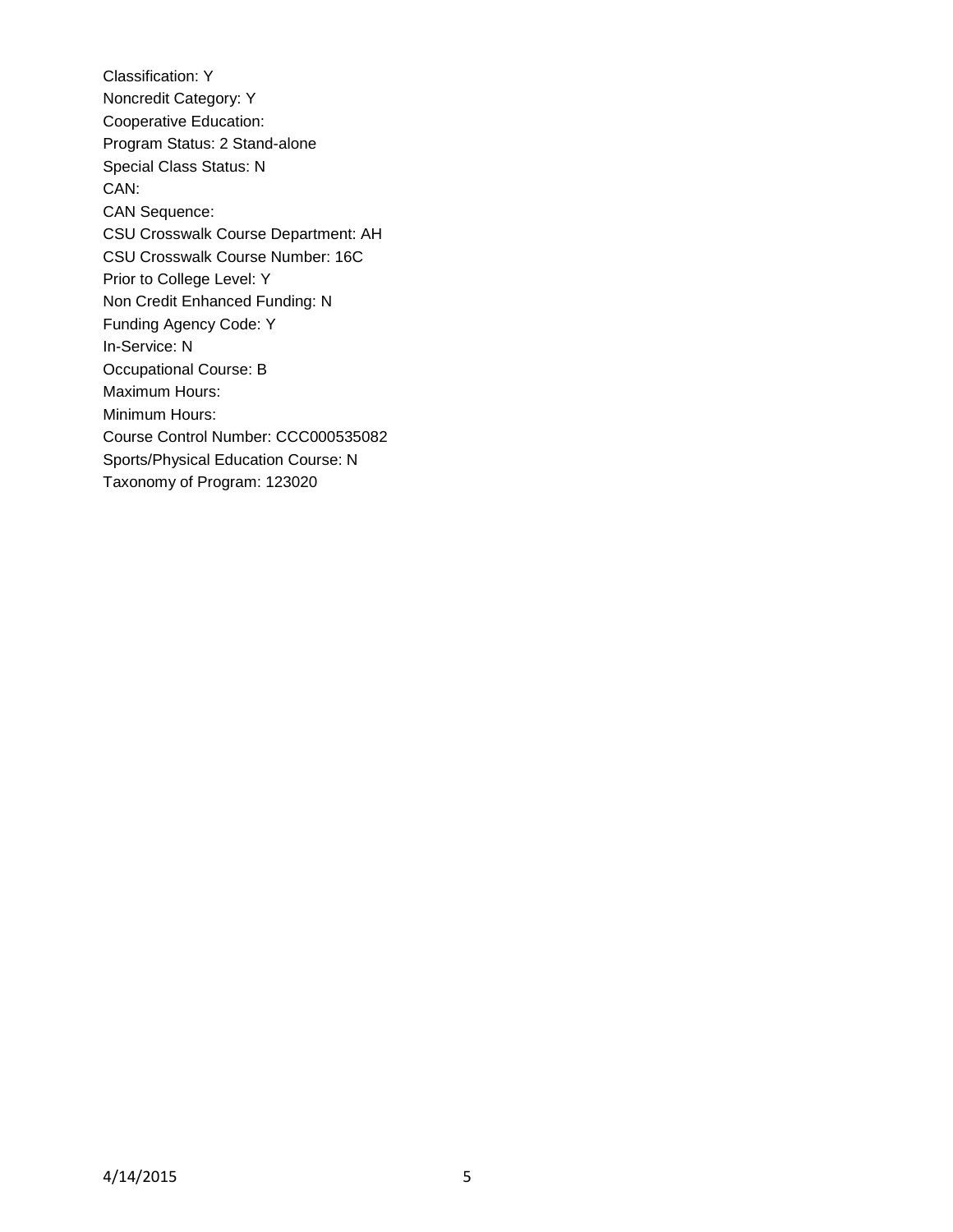Classification: Y
Noncredit Category: Y
Cooperative Education:
Program Status: 2 Stand-alone
Special Class Status: N
CAN:
CAN Sequence:
CSU Crosswalk Course Department: AH
CSU Crosswalk Course Number: 16C
Prior to College Level: Y
Non Credit Enhanced Funding: N
Funding Agency Code: Y
In-Service: N
Occupational Course: B
Maximum Hours:
Minimum Hours:
Course Control Number: CCC000535082
Sports/Physical Education Course: N
Taxonomy of Program: 123020